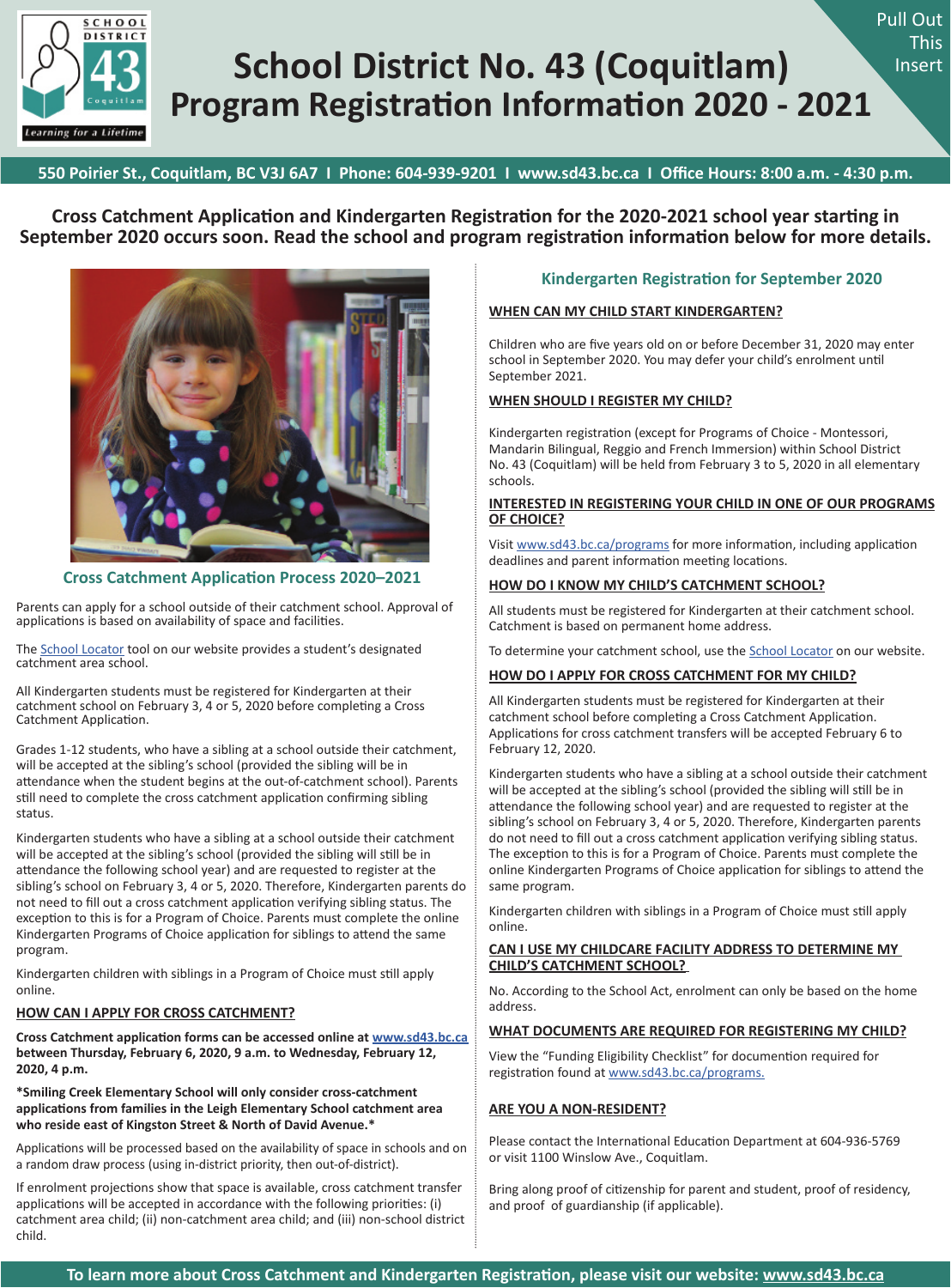# School District No. 43 (Coquitlam) Program Registration Information 2020 - 2021

Pull Out This Insert

**550 Poirier St., Coquitlam, BC V3J 6A7 I Phone: 604-939-9201 I www.sd43.bc.ca I Office Hours: 8:00 a.m. - 4:30 p.m.**

**Cross Catchment Application and Kindergarten Registration for the 2020-2021 school year starting in September 2020 occurs soon. Read the school and program registration information below for more details.**

## Cross Catchment Application Process 2020–2021

Parents can apply for a school outside of their catchment school. Approval of applications is based on availability of space and facilities.

The School Locator tool on our website provides a student's designated catchment area school.

All Kindergarten students must be registered for Kindergarten at their catchment school on February 3, 4 or 5, 2020 before completing a Cross Catchment Application.

Grades 1-12 students, who have a sibling at a school outside their catchment, will be accepted at the sibling's school (provided the sibling will be in attendance when the student begins at the out-of-catchment school). Parents still need to complete the cross catchment application confirming sibling status.

Kindergarten students who have a sibling at a school outside their catchment will be accepted at the sibling's school (provided the sibling will still be in attendance the following school year) and are requested to register at the sibling's school on February 3, 4 or 5, 2020. Therefore, Kindergarten parents do not need to fill out a cross catchment application verifying sibling status. The exception to this is for a Program of Choice. Parents must complete the online Kindergarten Programs of Choice application for siblings to attend the same program.

Kindergarten children with siblings in a Program of Choice must still apply online.

### HOW CAN I APPLY FOR CROSS CATCHMENT?

**Cross Catchment application forms can be accessed online at www.sd43.bc.ca between Thursday, February 6, 2020, 9 a.m. to Wednesday, February 12, 2020, 4 p.m.**

***Smiling Creek Elementary School will only consider cross-catchment applications from families in the Leigh Elementary School catchment area who reside east of Kingston Street & North of David Avenue.***

Applications will be processed based on the availability of space in schools and on a random draw process (using in-district priority, then out-of-district).

If enrolment projections show that space is available, cross catchment transfer applications will be accepted in accordance with the following priorities: (i) catchment area child; (ii) non-catchment area child; and (iii) non-school district child.

## Kindergarten Registration for September 2020

### WHEN CAN MY CHILD START KINDERGARTEN?

Children who are five years old on or before December 31, 2020 may enter school in September 2020. You may defer your child's enrolment until September 2021.

### WHEN SHOULD I REGISTER MY CHILD?

Kindergarten registration (except for Programs of Choice - Montessori, Mandarin Bilingual, Reggio and French Immersion) within School District No. 43 (Coquitlam) will be held from February 3 to 5, 2020 in all elementary schools.

### INTERESTED IN REGISTERING YOUR CHILD IN ONE OF OUR PROGRAMS OF CHOICE?

Visit www.sd43.bc.ca/programs for more information, including application deadlines and parent information meeting locations.

### HOW DO I KNOW MY CHILD'S CATCHMENT SCHOOL?

All students must be registered for Kindergarten at their catchment school. Catchment is based on permanent home address.

To determine your catchment school, use the School Locator on our website.

### HOW DO I APPLY FOR CROSS CATCHMENT FOR MY CHILD?

All Kindergarten students must be registered for Kindergarten at their catchment school before completing a Cross Catchment Application. Applications for cross catchment transfers will be accepted February 6 to February 12, 2020.

Kindergarten students who have a sibling at a school outside their catchment will be accepted at the sibling's school (provided the sibling will still be in attendance the following school year) and are requested to register at the sibling's school on February 3, 4 or 5, 2020. Therefore, Kindergarten parents do not need to fill out a cross catchment application verifying sibling status. The exception to this is for a Program of Choice. Parents must complete the online Kindergarten Programs of Choice application for siblings to attend the same program.

Kindergarten children with siblings in a Program of Choice must still apply online.

### CAN I USE MY CHILDCARE FACILITY ADDRESS TO DETERMINE MY CHILD'S CATCHMENT SCHOOL?

No. According to the School Act, enrolment can only be based on the home address.

### WHAT DOCUMENTS ARE REQUIRED FOR REGISTERING MY CHILD?

View the "Funding Eligibility Checklist" for documention required for registration found at www.sd43.bc.ca/programs.

### ARE YOU A NON-RESIDENT?

Please contact the International Education Department at 604-936-5769 or visit 1100 Winslow Ave., Coquitlam.

Bring along proof of citizenship for parent and student, proof of residency, and proof of guardianship (if applicable).

**To learn more about Cross Catchment and Kindergarten Registration, please visit our website: www.sd43.bc.ca**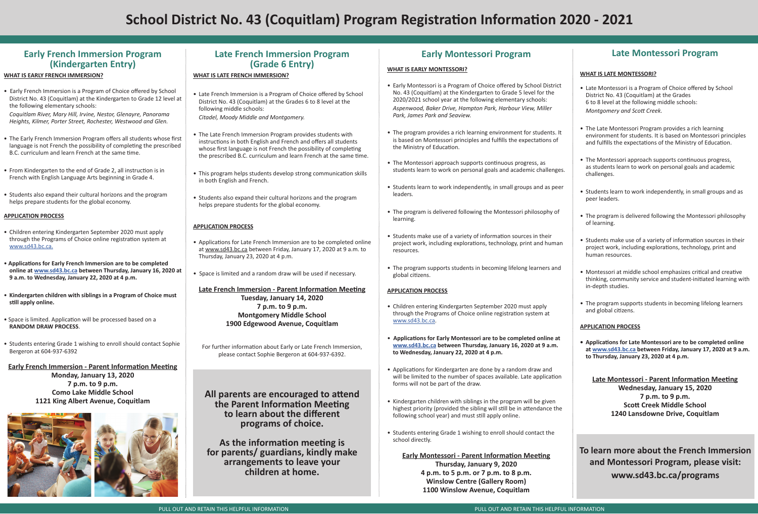# School District No. 43 (Coquitlam) Program Registration Information 2020 - 2021

## Early French Immersion Program (Kindergarten Entry)

**WHAT IS EARLY FRENCH IMMERSION?**

- Early French Immersion is a Program of Choice offered by School District No. 43 (Coquitlam) at the Kindergarten to Grade 12 level at the following elementary schools:
  *Coquitlam River, Mary Hill, Irvine, Nestor, Glenayre, Panorama Heights, Kilmer, Porter Street, Rochester, Westwood and Glen.*
- The Early French Immersion Program offers all students whose first language is not French the possibility of completing the prescribed B.C. curriculum and learn French at the same time.
- From Kindergarten to the end of Grade 2, all instruction is in French with English Language Arts beginning in Grade 4.
- Students also expand their cultural horizons and the program helps prepare students for the global economy.

**APPLICATION PROCESS**

- Children entering Kindergarten September 2020 must apply through the Programs of Choice online registration system at www.sd43.bc.ca.
- **Applications for Early French Immersion are to be completed online at www.sd43.bc.ca between Thursday, January 16, 2020 at 9 a.m. to Wednesday, January 22, 2020 at 4 p.m.**
- **Kindergarten children with siblings in a Program of Choice must still apply online.**
- Space is limited. Application will be processed based on a **RANDOM DRAW PROCESS**.
- Students entering Grade 1 wishing to enroll should contact Sophie Bergeron at 604-937-6392

**Early French Immersion - Parent Information Meeting**
**Monday, January 13, 2020**
**7 p.m. to 9 p.m.**
**Como Lake Middle School**
**1121 King Albert Avenue, Coquitlam**

## Late French Immersion Program (Grade 6 Entry)

**WHAT IS LATE FRENCH IMMERSION?**

- Late French Immersion is a Program of Choice offered by School District No. 43 (Coquitlam) at the Grades 6 to 8 level at the following middle schools:
  *Citadel, Moody Middle and Montgomery.*
- The Late French Immersion Program provides students with instructions in both English and French and offers all students whose first language is not French the possibility of completing the prescribed B.C. curriculum and learn French at the same time.
- This program helps students develop strong communication skills in both English and French.
- Students also expand their cultural horizons and the program helps prepare students for the global economy.

**APPLICATION PROCESS**

- Applications for Late French Immersion are to be completed online at www.sd43.bc.ca between Friday, January 17, 2020 at 9 a.m. to Thursday, January 23, 2020 at 4 p.m.
- Space is limited and a random draw will be used if necessary.

**Late French Immersion - Parent Information Meeting**
**Tuesday, January 14, 2020**
**7 p.m. to 9 p.m.**
**Montgomery Middle School**
**1900 Edgewood Avenue, Coquitlam**

For further information about Early or Late French Immersion, please contact Sophie Bergeron at 604-937-6392.

**All parents are encouraged to attend the Parent Information Meeting to learn about the different programs of choice.**

**As the information meeting is for parents/ guardians, kindly make arrangements to leave your children at home.**

## Early Montessori Program

**WHAT IS EARLY MONTESSORI?**

- Early Montessori is a Program of Choice offered by School District No. 43 (Coquitlam) at the Kindergarten to Grade 5 level for the 2020/2021 school year at the following elementary schools:
  *Aspenwood, Baker Drive, Hampton Park, Harbour View, Miller Park, James Park and Seaview.*
- The program provides a rich learning environment for students. It is based on Montessori principles and fulfills the expectations of the Ministry of Education.
- The Montessori approach supports continuous progress, as students learn to work on personal goals and academic challenges.
- Students learn to work independently, in small groups and as peer leaders.
- The program is delivered following the Montessori philosophy of learning.
- Students make use of a variety of information sources in their project work, including explorations, technology, print and human resources.
- The program supports students in becoming lifelong learners and global citizens.

**APPLICATION PROCESS**

- Children entering Kindergarten September 2020 must apply through the Programs of Choice online registration system at www.sd43.bc.ca.
- **Applications for Early Montessori are to be completed online at www.sd43.bc.ca between Thursday, January 16, 2020 at 9 a.m. to Wednesday, January 22, 2020 at 4 p.m.**
- Applications for Kindergarten are done by a random draw and will be limited to the number of spaces available. Late application forms will not be part of the draw.
- Kindergarten children with siblings in the program will be given highest priority (provided the sibling will still be in attendance the following school year) and must still apply online.
- Students entering Grade 1 wishing to enroll should contact the school directly.

**Early Montessori - Parent Information Meeting**
**Thursday, January 9, 2020**
**4 p.m. to 5 p.m. or 7 p.m. to 8 p.m.**
**Winslow Centre (Gallery Room)**
**1100 Winslow Avenue, Coquitlam**

## Late Montessori Program

**WHAT IS LATE MONTESSORI?**

- Late Montessori is a Program of Choice offered by School District No. 43 (Coquitlam) at the Grades 6 to 8 level at the following middle schools:
  *Montgomery and Scott Creek.*
- The Late Montessori Program provides a rich learning environment for students. It is based on Montessori principles and fulfills the expectations of the Ministry of Education.
- The Montessori approach supports continuous progress, as students learn to work on personal goals and academic challenges.
- Students learn to work independently, in small groups and as peer leaders.
- The program is delivered following the Montessori philosophy of learning.
- Students make use of a variety of information sources in their project work, including explorations, technology, print and human resources.
- Montessori at middle school emphasizes critical and creative thinking, community service and student-initiated learning with in-depth studies.
- The program supports students in becoming lifelong learners and global citizens.

**APPLICATION PROCESS**

- **Applications for Late Montessori are to be completed online at www.sd43.bc.ca between Friday, January 17, 2020 at 9 a.m. to Thursday, January 23, 2020 at 4 p.m.**

**Late Montessori - Parent Information Meeting**
**Wednesday, January 15, 2020**
**7 p.m. to 9 p.m.**
**Scott Creek Middle School**
**1240 Lansdowne Drive, Coquitlam**

**To learn more about the French Immersion and Montessori Program, please visit: www.sd43.bc.ca/programs**

PULL OUT AND RETAIN THIS HELPFUL INFORMATION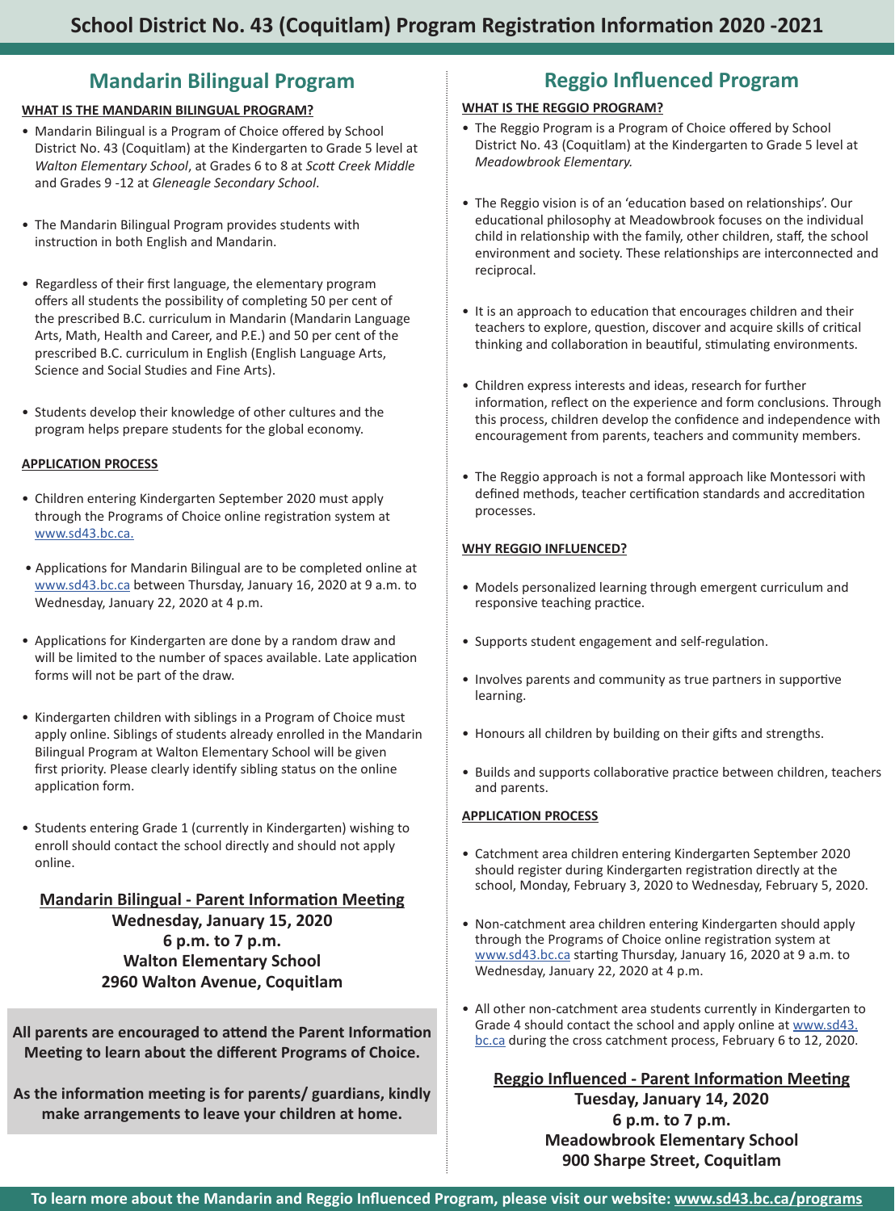# School District No. 43 (Coquitlam) Program Registration Information 2020 -2021

## Mandarin Bilingual Program

**WHAT IS THE MANDARIN BILINGUAL PROGRAM?**

- Mandarin Bilingual is a Program of Choice offered by School District No. 43 (Coquitlam) at the Kindergarten to Grade 5 level at *Walton Elementary School*, at Grades 6 to 8 at *Scott Creek Middle* and Grades 9 -12 at *Gleneagle Secondary School*.
- The Mandarin Bilingual Program provides students with instruction in both English and Mandarin.
- Regardless of their first language, the elementary program offers all students the possibility of completing 50 per cent of the prescribed B.C. curriculum in Mandarin (Mandarin Language Arts, Math, Health and Career, and P.E.) and 50 per cent of the prescribed B.C. curriculum in English (English Language Arts, Science and Social Studies and Fine Arts).
- Students develop their knowledge of other cultures and the program helps prepare students for the global economy.

**APPLICATION PROCESS**

- Children entering Kindergarten September 2020 must apply through the Programs of Choice online registration system at www.sd43.bc.ca.
- Applications for Mandarin Bilingual are to be completed online at www.sd43.bc.ca between Thursday, January 16, 2020 at 9 a.m. to Wednesday, January 22, 2020 at 4 p.m.
- Applications for Kindergarten are done by a random draw and will be limited to the number of spaces available. Late application forms will not be part of the draw.
- Kindergarten children with siblings in a Program of Choice must apply online. Siblings of students already enrolled in the Mandarin Bilingual Program at Walton Elementary School will be given first priority. Please clearly identify sibling status on the online application form.
- Students entering Grade 1 (currently in Kindergarten) wishing to enroll should contact the school directly and should not apply online.

**Mandarin Bilingual - Parent Information Meeting**
**Wednesday, January 15, 2020**
**6 p.m. to 7 p.m.**
**Walton Elementary School**
**2960 Walton Avenue, Coquitlam**

**All parents are encouraged to attend the Parent Information Meeting to learn about the different Programs of Choice.**

**As the information meeting is for parents/ guardians, kindly make arrangements to leave your children at home.**

## Reggio Influenced Program

**WHAT IS THE REGGIO PROGRAM?**

- The Reggio Program is a Program of Choice offered by School District No. 43 (Coquitlam) at the Kindergarten to Grade 5 level at *Meadowbrook Elementary.*
- The Reggio vision is of an 'education based on relationships'. Our educational philosophy at Meadowbrook focuses on the individual child in relationship with the family, other children, staff, the school environment and society. These relationships are interconnected and reciprocal.
- It is an approach to education that encourages children and their teachers to explore, question, discover and acquire skills of critical thinking and collaboration in beautiful, stimulating environments.
- Children express interests and ideas, research for further information, reflect on the experience and form conclusions. Through this process, children develop the confidence and independence with encouragement from parents, teachers and community members.
- The Reggio approach is not a formal approach like Montessori with defined methods, teacher certification standards and accreditation processes.

**WHY REGGIO INFLUENCED?**

- Models personalized learning through emergent curriculum and responsive teaching practice.
- Supports student engagement and self-regulation.
- Involves parents and community as true partners in supportive learning.
- Honours all children by building on their gifts and strengths.
- Builds and supports collaborative practice between children, teachers and parents.

**APPLICATION PROCESS**

- Catchment area children entering Kindergarten September 2020 should register during Kindergarten registration directly at the school, Monday, February 3, 2020 to Wednesday, February 5, 2020.
- Non-catchment area children entering Kindergarten should apply through the Programs of Choice online registration system at www.sd43.bc.ca starting Thursday, January 16, 2020 at 9 a.m. to Wednesday, January 22, 2020 at 4 p.m.
- All other non-catchment area students currently in Kindergarten to Grade 4 should contact the school and apply online at www.sd43.bc.ca during the cross catchment process, February 6 to 12, 2020.

**Reggio Influenced - Parent Information Meeting**
**Tuesday, January 14, 2020**
**6 p.m. to 7 p.m.**
**Meadowbrook Elementary School**
**900 Sharpe Street, Coquitlam**

**To learn more about the Mandarin and Reggio Influenced Program, please visit our website: www.sd43.bc.ca/programs**